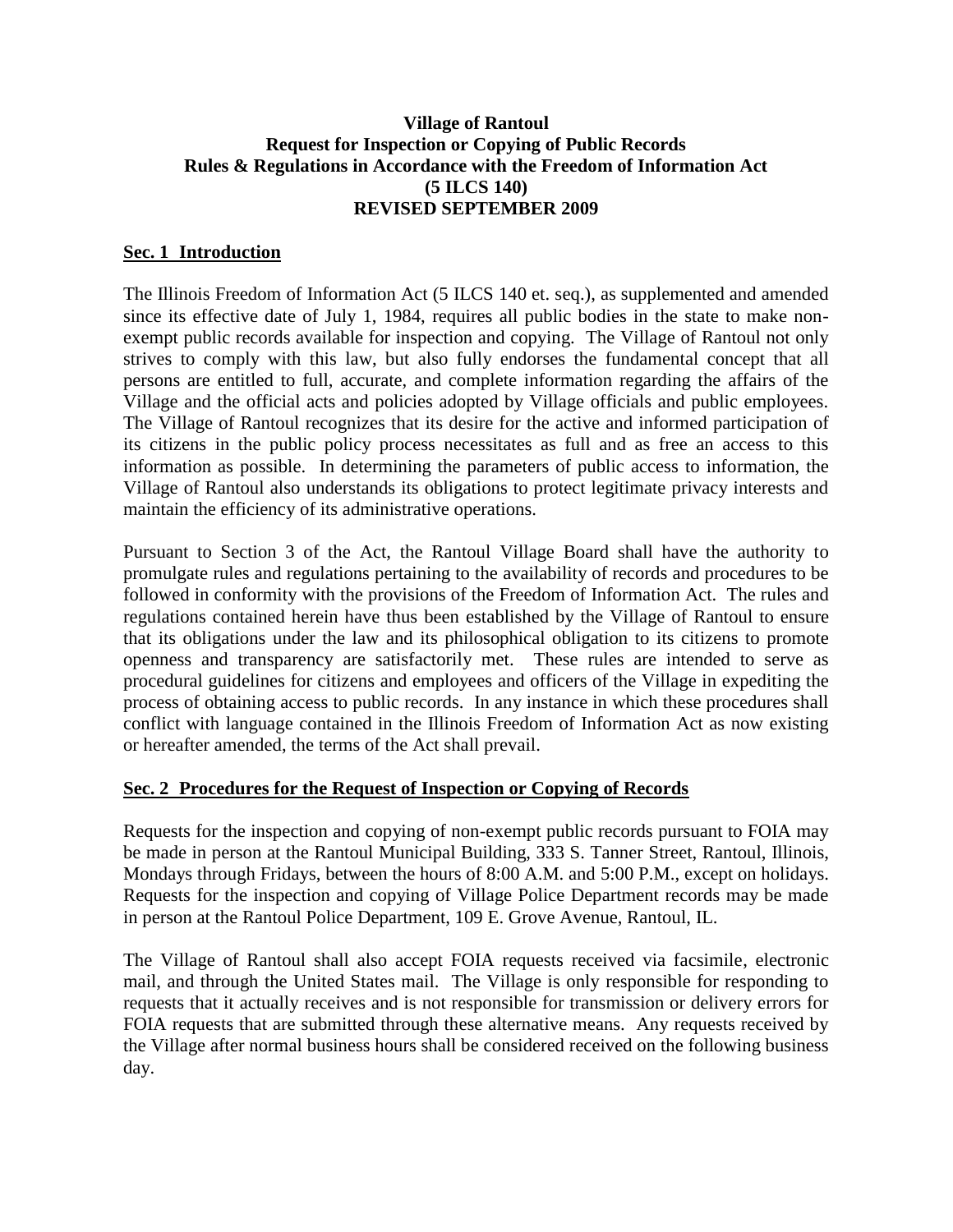**Village of Rantoul**
**Request for Inspection or Copying of Public Records**
**Rules & Regulations in Accordance with the Freedom of Information Act**
**(5 ILCS 140)**
**REVISED SEPTEMBER 2009**

## Sec. 1 Introduction

The Illinois Freedom of Information Act (5 ILCS 140 et. seq.), as supplemented and amended since its effective date of July 1, 1984, requires all public bodies in the state to make non-exempt public records available for inspection and copying. The Village of Rantoul not only strives to comply with this law, but also fully endorses the fundamental concept that all persons are entitled to full, accurate, and complete information regarding the affairs of the Village and the official acts and policies adopted by Village officials and public employees. The Village of Rantoul recognizes that its desire for the active and informed participation of its citizens in the public policy process necessitates as full and as free an access to this information as possible. In determining the parameters of public access to information, the Village of Rantoul also understands its obligations to protect legitimate privacy interests and maintain the efficiency of its administrative operations.

Pursuant to Section 3 of the Act, the Rantoul Village Board shall have the authority to promulgate rules and regulations pertaining to the availability of records and procedures to be followed in conformity with the provisions of the Freedom of Information Act. The rules and regulations contained herein have thus been established by the Village of Rantoul to ensure that its obligations under the law and its philosophical obligation to its citizens to promote openness and transparency are satisfactorily met. These rules are intended to serve as procedural guidelines for citizens and employees and officers of the Village in expediting the process of obtaining access to public records. In any instance in which these procedures shall conflict with language contained in the Illinois Freedom of Information Act as now existing or hereafter amended, the terms of the Act shall prevail.

## Sec. 2 Procedures for the Request of Inspection or Copying of Records

Requests for the inspection and copying of non-exempt public records pursuant to FOIA may be made in person at the Rantoul Municipal Building, 333 S. Tanner Street, Rantoul, Illinois, Mondays through Fridays, between the hours of 8:00 A.M. and 5:00 P.M., except on holidays. Requests for the inspection and copying of Village Police Department records may be made in person at the Rantoul Police Department, 109 E. Grove Avenue, Rantoul, IL.

The Village of Rantoul shall also accept FOIA requests received via facsimile, electronic mail, and through the United States mail. The Village is only responsible for responding to requests that it actually receives and is not responsible for transmission or delivery errors for FOIA requests that are submitted through these alternative means. Any requests received by the Village after normal business hours shall be considered received on the following business day.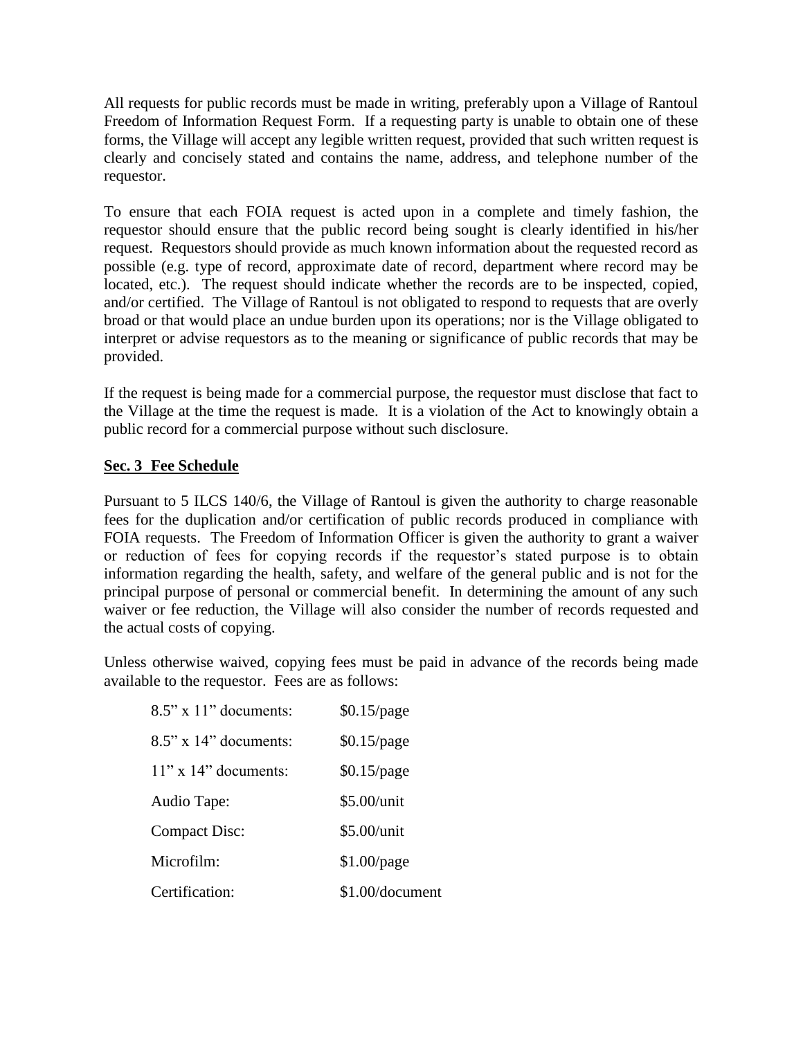All requests for public records must be made in writing, preferably upon a Village of Rantoul Freedom of Information Request Form. If a requesting party is unable to obtain one of these forms, the Village will accept any legible written request, provided that such written request is clearly and concisely stated and contains the name, address, and telephone number of the requestor.

To ensure that each FOIA request is acted upon in a complete and timely fashion, the requestor should ensure that the public record being sought is clearly identified in his/her request. Requestors should provide as much known information about the requested record as possible (e.g. type of record, approximate date of record, department where record may be located, etc.). The request should indicate whether the records are to be inspected, copied, and/or certified. The Village of Rantoul is not obligated to respond to requests that are overly broad or that would place an undue burden upon its operations; nor is the Village obligated to interpret or advise requestors as to the meaning or significance of public records that may be provided.

If the request is being made for a commercial purpose, the requestor must disclose that fact to the Village at the time the request is made. It is a violation of the Act to knowingly obtain a public record for a commercial purpose without such disclosure.

## Sec. 3 Fee Schedule

Pursuant to 5 ILCS 140/6, the Village of Rantoul is given the authority to charge reasonable fees for the duplication and/or certification of public records produced in compliance with FOIA requests. The Freedom of Information Officer is given the authority to grant a waiver or reduction of fees for copying records if the requestor's stated purpose is to obtain information regarding the health, safety, and welfare of the general public and is not for the principal purpose of personal or commercial benefit. In determining the amount of any such waiver or fee reduction, the Village will also consider the number of records requested and the actual costs of copying.

Unless otherwise waived, copying fees must be paid in advance of the records being made available to the requestor. Fees are as follows:

| | |
|---|---|
| 8.5" x 11" documents: | $0.15/page |
| 8.5" x 14" documents: | $0.15/page |
| 11" x 14" documents: | $0.15/page |
| Audio Tape: | $5.00/unit |
| Compact Disc: | $5.00/unit |
| Microfilm: | $1.00/page |
| Certification: | $1.00/document |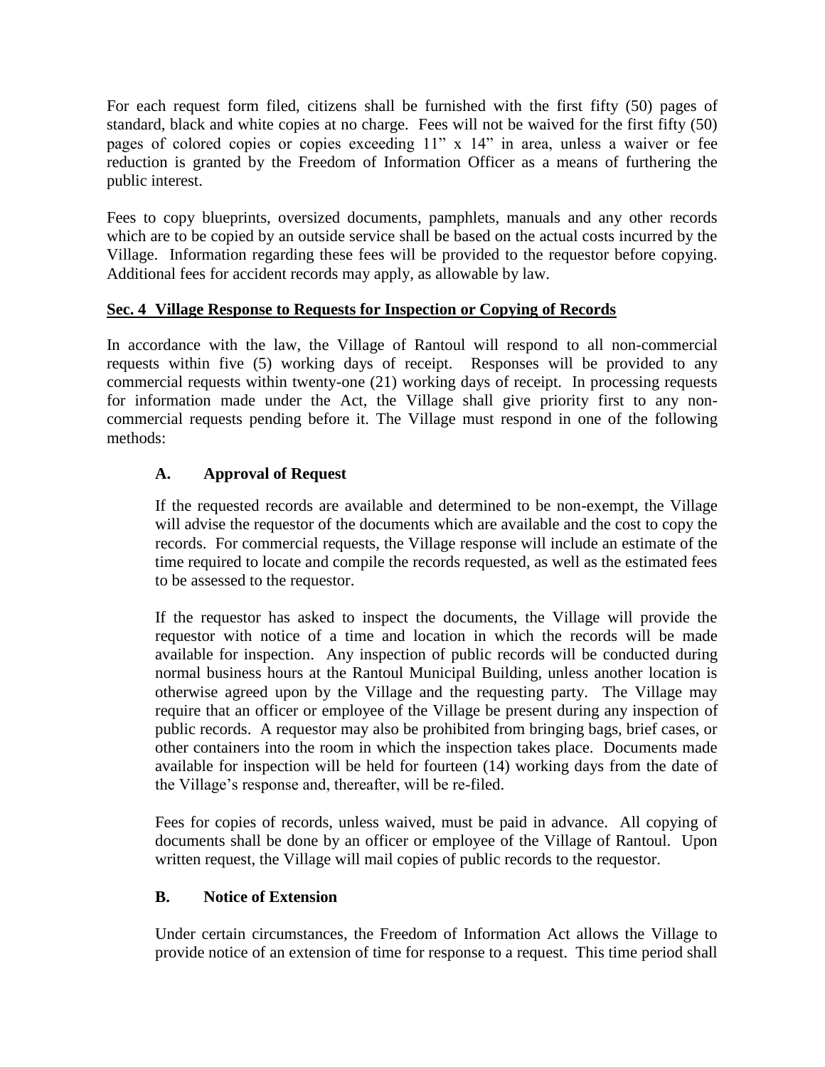For each request form filed, citizens shall be furnished with the first fifty (50) pages of standard, black and white copies at no charge. Fees will not be waived for the first fifty (50) pages of colored copies or copies exceeding 11" x 14" in area, unless a waiver or fee reduction is granted by the Freedom of Information Officer as a means of furthering the public interest.

Fees to copy blueprints, oversized documents, pamphlets, manuals and any other records which are to be copied by an outside service shall be based on the actual costs incurred by the Village. Information regarding these fees will be provided to the requestor before copying. Additional fees for accident records may apply, as allowable by law.

**Sec. 4 Village Response to Requests for Inspection or Copying of Records**

In accordance with the law, the Village of Rantoul will respond to all non-commercial requests within five (5) working days of receipt. Responses will be provided to any commercial requests within twenty-one (21) working days of receipt. In processing requests for information made under the Act, the Village shall give priority first to any non-commercial requests pending before it. The Village must respond in one of the following methods:

**A. Approval of Request**

If the requested records are available and determined to be non-exempt, the Village will advise the requestor of the documents which are available and the cost to copy the records. For commercial requests, the Village response will include an estimate of the time required to locate and compile the records requested, as well as the estimated fees to be assessed to the requestor.

If the requestor has asked to inspect the documents, the Village will provide the requestor with notice of a time and location in which the records will be made available for inspection. Any inspection of public records will be conducted during normal business hours at the Rantoul Municipal Building, unless another location is otherwise agreed upon by the Village and the requesting party. The Village may require that an officer or employee of the Village be present during any inspection of public records. A requestor may also be prohibited from bringing bags, brief cases, or other containers into the room in which the inspection takes place. Documents made available for inspection will be held for fourteen (14) working days from the date of the Village's response and, thereafter, will be re-filed.

Fees for copies of records, unless waived, must be paid in advance. All copying of documents shall be done by an officer or employee of the Village of Rantoul. Upon written request, the Village will mail copies of public records to the requestor.

**B. Notice of Extension**

Under certain circumstances, the Freedom of Information Act allows the Village to provide notice of an extension of time for response to a request. This time period shall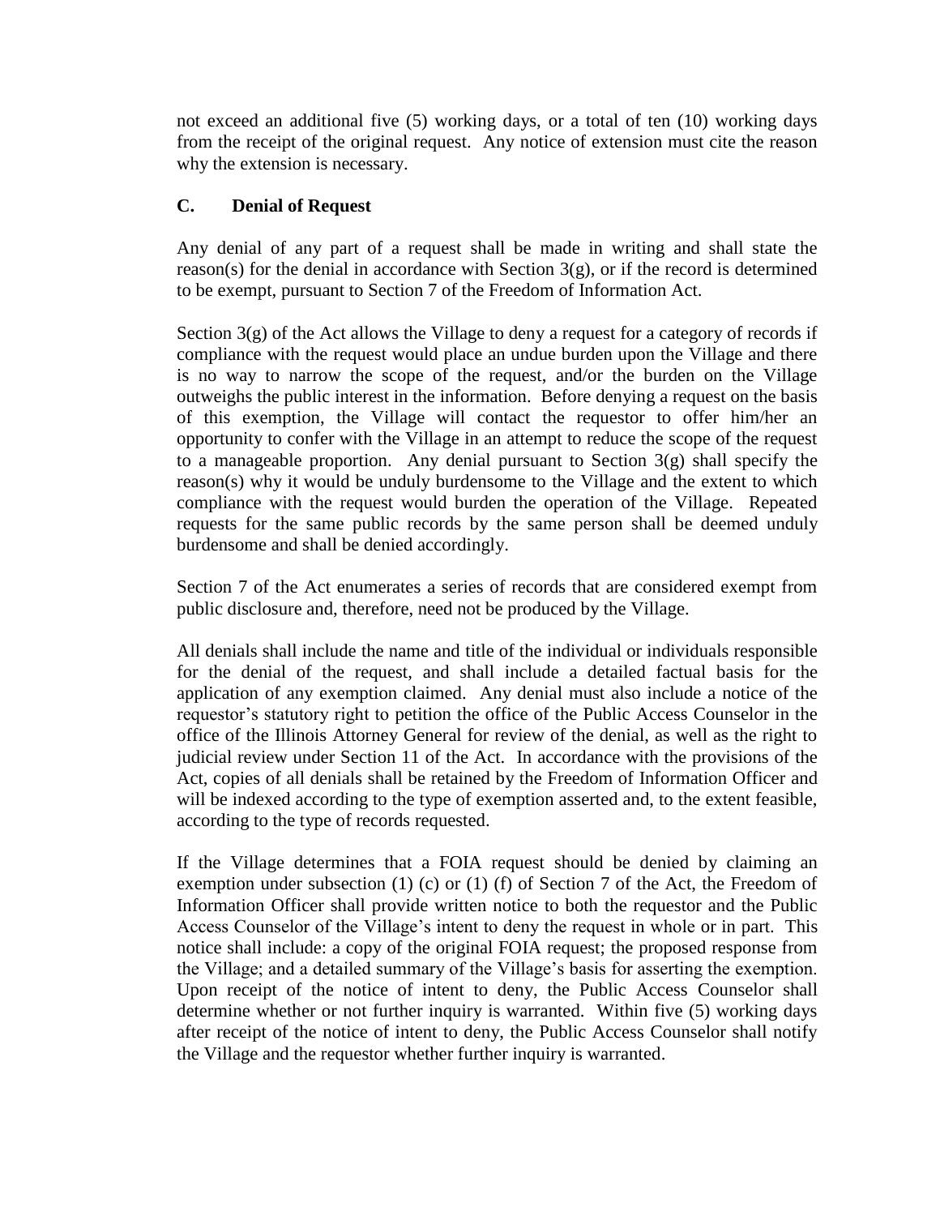not exceed an additional five (5) working days, or a total of ten (10) working days from the receipt of the original request. Any notice of extension must cite the reason why the extension is necessary.

### C. Denial of Request

Any denial of any part of a request shall be made in writing and shall state the reason(s) for the denial in accordance with Section 3(g), or if the record is determined to be exempt, pursuant to Section 7 of the Freedom of Information Act.

Section 3(g) of the Act allows the Village to deny a request for a category of records if compliance with the request would place an undue burden upon the Village and there is no way to narrow the scope of the request, and/or the burden on the Village outweighs the public interest in the information. Before denying a request on the basis of this exemption, the Village will contact the requestor to offer him/her an opportunity to confer with the Village in an attempt to reduce the scope of the request to a manageable proportion. Any denial pursuant to Section 3(g) shall specify the reason(s) why it would be unduly burdensome to the Village and the extent to which compliance with the request would burden the operation of the Village. Repeated requests for the same public records by the same person shall be deemed unduly burdensome and shall be denied accordingly.

Section 7 of the Act enumerates a series of records that are considered exempt from public disclosure and, therefore, need not be produced by the Village.

All denials shall include the name and title of the individual or individuals responsible for the denial of the request, and shall include a detailed factual basis for the application of any exemption claimed. Any denial must also include a notice of the requestor's statutory right to petition the office of the Public Access Counselor in the office of the Illinois Attorney General for review of the denial, as well as the right to judicial review under Section 11 of the Act. In accordance with the provisions of the Act, copies of all denials shall be retained by the Freedom of Information Officer and will be indexed according to the type of exemption asserted and, to the extent feasible, according to the type of records requested.

If the Village determines that a FOIA request should be denied by claiming an exemption under subsection (1) (c) or (1) (f) of Section 7 of the Act, the Freedom of Information Officer shall provide written notice to both the requestor and the Public Access Counselor of the Village's intent to deny the request in whole or in part. This notice shall include: a copy of the original FOIA request; the proposed response from the Village; and a detailed summary of the Village's basis for asserting the exemption. Upon receipt of the notice of intent to deny, the Public Access Counselor shall determine whether or not further inquiry is warranted. Within five (5) working days after receipt of the notice of intent to deny, the Public Access Counselor shall notify the Village and the requestor whether further inquiry is warranted.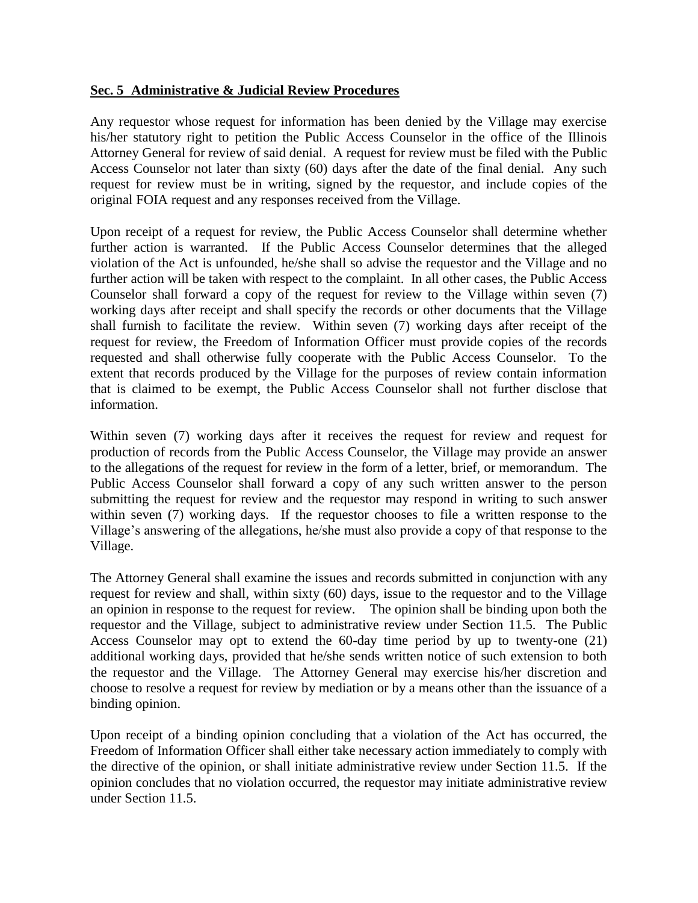**Sec. 5 Administrative & Judicial Review Procedures**

Any requestor whose request for information has been denied by the Village may exercise his/her statutory right to petition the Public Access Counselor in the office of the Illinois Attorney General for review of said denial. A request for review must be filed with the Public Access Counselor not later than sixty (60) days after the date of the final denial. Any such request for review must be in writing, signed by the requestor, and include copies of the original FOIA request and any responses received from the Village.

Upon receipt of a request for review, the Public Access Counselor shall determine whether further action is warranted. If the Public Access Counselor determines that the alleged violation of the Act is unfounded, he/she shall so advise the requestor and the Village and no further action will be taken with respect to the complaint. In all other cases, the Public Access Counselor shall forward a copy of the request for review to the Village within seven (7) working days after receipt and shall specify the records or other documents that the Village shall furnish to facilitate the review. Within seven (7) working days after receipt of the request for review, the Freedom of Information Officer must provide copies of the records requested and shall otherwise fully cooperate with the Public Access Counselor. To the extent that records produced by the Village for the purposes of review contain information that is claimed to be exempt, the Public Access Counselor shall not further disclose that information.

Within seven (7) working days after it receives the request for review and request for production of records from the Public Access Counselor, the Village may provide an answer to the allegations of the request for review in the form of a letter, brief, or memorandum. The Public Access Counselor shall forward a copy of any such written answer to the person submitting the request for review and the requestor may respond in writing to such answer within seven (7) working days. If the requestor chooses to file a written response to the Village's answering of the allegations, he/she must also provide a copy of that response to the Village.

The Attorney General shall examine the issues and records submitted in conjunction with any request for review and shall, within sixty (60) days, issue to the requestor and to the Village an opinion in response to the request for review. The opinion shall be binding upon both the requestor and the Village, subject to administrative review under Section 11.5. The Public Access Counselor may opt to extend the 60-day time period by up to twenty-one (21) additional working days, provided that he/she sends written notice of such extension to both the requestor and the Village. The Attorney General may exercise his/her discretion and choose to resolve a request for review by mediation or by a means other than the issuance of a binding opinion.

Upon receipt of a binding opinion concluding that a violation of the Act has occurred, the Freedom of Information Officer shall either take necessary action immediately to comply with the directive of the opinion, or shall initiate administrative review under Section 11.5. If the opinion concludes that no violation occurred, the requestor may initiate administrative review under Section 11.5.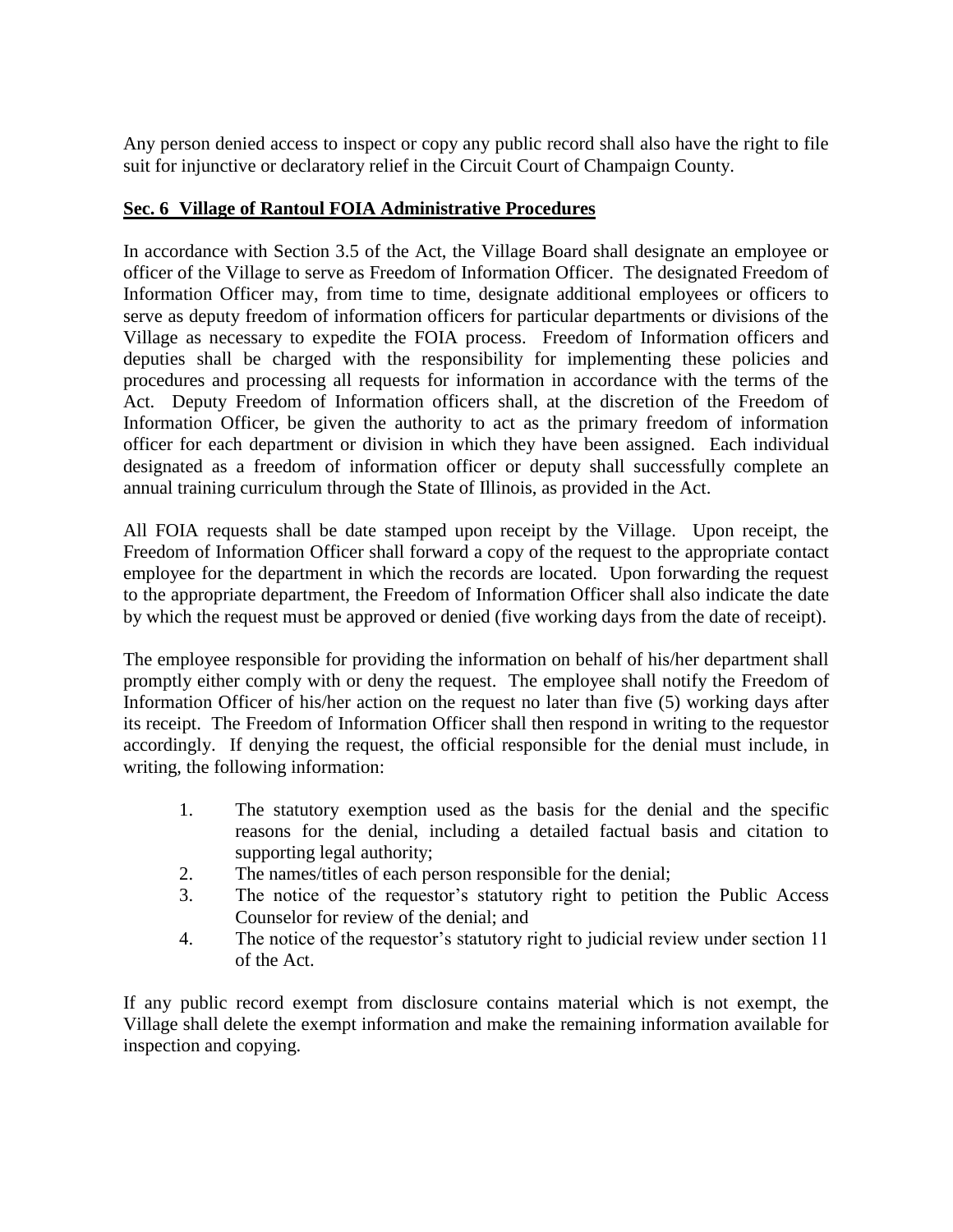Any person denied access to inspect or copy any public record shall also have the right to file suit for injunctive or declaratory relief in the Circuit Court of Champaign County.

## Sec. 6 Village of Rantoul FOIA Administrative Procedures

In accordance with Section 3.5 of the Act, the Village Board shall designate an employee or officer of the Village to serve as Freedom of Information Officer. The designated Freedom of Information Officer may, from time to time, designate additional employees or officers to serve as deputy freedom of information officers for particular departments or divisions of the Village as necessary to expedite the FOIA process. Freedom of Information officers and deputies shall be charged with the responsibility for implementing these policies and procedures and processing all requests for information in accordance with the terms of the Act. Deputy Freedom of Information officers shall, at the discretion of the Freedom of Information Officer, be given the authority to act as the primary freedom of information officer for each department or division in which they have been assigned. Each individual designated as a freedom of information officer or deputy shall successfully complete an annual training curriculum through the State of Illinois, as provided in the Act.

All FOIA requests shall be date stamped upon receipt by the Village. Upon receipt, the Freedom of Information Officer shall forward a copy of the request to the appropriate contact employee for the department in which the records are located. Upon forwarding the request to the appropriate department, the Freedom of Information Officer shall also indicate the date by which the request must be approved or denied (five working days from the date of receipt).

The employee responsible for providing the information on behalf of his/her department shall promptly either comply with or deny the request. The employee shall notify the Freedom of Information Officer of his/her action on the request no later than five (5) working days after its receipt. The Freedom of Information Officer shall then respond in writing to the requestor accordingly. If denying the request, the official responsible for the denial must include, in writing, the following information:

1. The statutory exemption used as the basis for the denial and the specific reasons for the denial, including a detailed factual basis and citation to supporting legal authority;
2. The names/titles of each person responsible for the denial;
3. The notice of the requestor's statutory right to petition the Public Access Counselor for review of the denial; and
4. The notice of the requestor's statutory right to judicial review under section 11 of the Act.

If any public record exempt from disclosure contains material which is not exempt, the Village shall delete the exempt information and make the remaining information available for inspection and copying.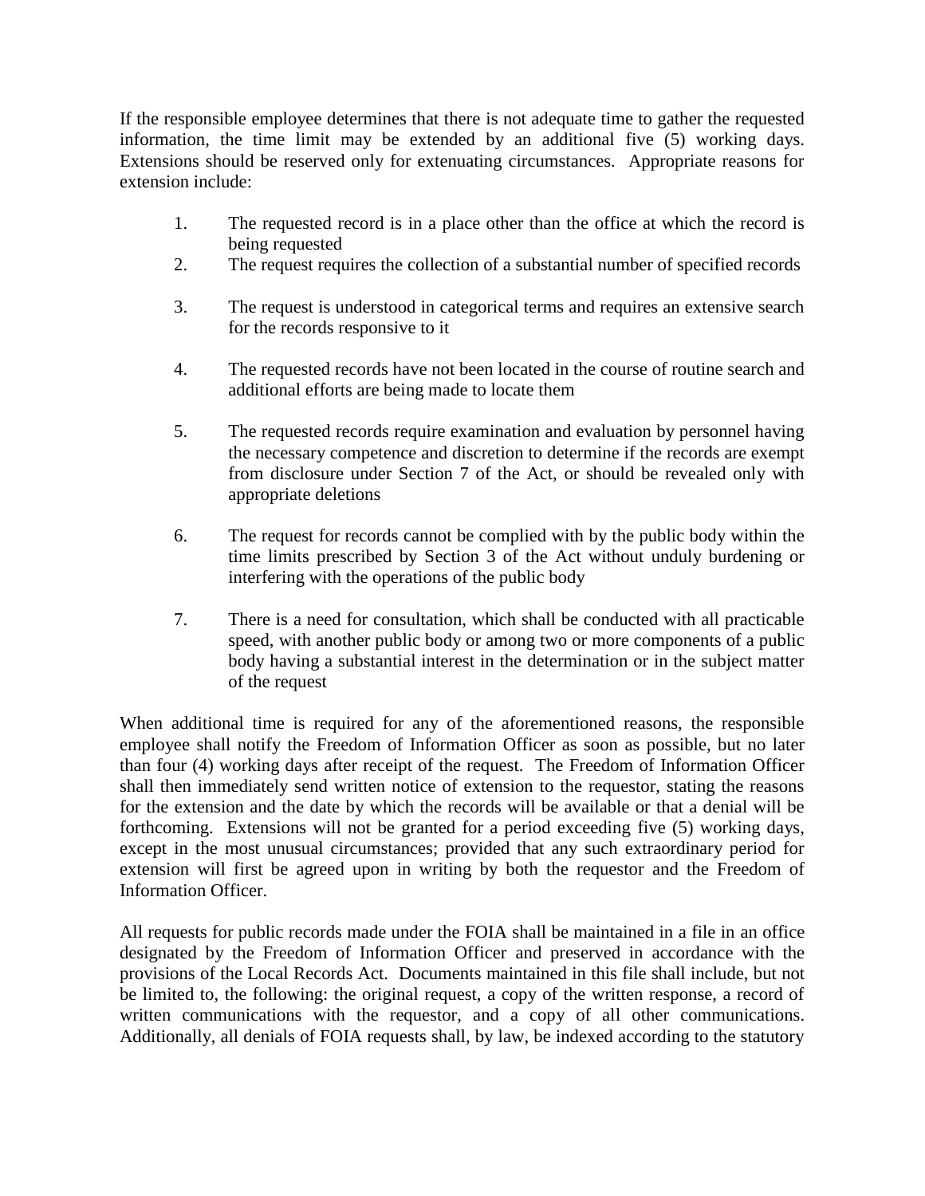If the responsible employee determines that there is not adequate time to gather the requested information, the time limit may be extended by an additional five (5) working days. Extensions should be reserved only for extenuating circumstances. Appropriate reasons for extension include:

1. The requested record is in a place other than the office at which the record is being requested
2. The request requires the collection of a substantial number of specified records
3. The request is understood in categorical terms and requires an extensive search for the records responsive to it
4. The requested records have not been located in the course of routine search and additional efforts are being made to locate them
5. The requested records require examination and evaluation by personnel having the necessary competence and discretion to determine if the records are exempt from disclosure under Section 7 of the Act, or should be revealed only with appropriate deletions
6. The request for records cannot be complied with by the public body within the time limits prescribed by Section 3 of the Act without unduly burdening or interfering with the operations of the public body
7. There is a need for consultation, which shall be conducted with all practicable speed, with another public body or among two or more components of a public body having a substantial interest in the determination or in the subject matter of the request

When additional time is required for any of the aforementioned reasons, the responsible employee shall notify the Freedom of Information Officer as soon as possible, but no later than four (4) working days after receipt of the request. The Freedom of Information Officer shall then immediately send written notice of extension to the requestor, stating the reasons for the extension and the date by which the records will be available or that a denial will be forthcoming. Extensions will not be granted for a period exceeding five (5) working days, except in the most unusual circumstances; provided that any such extraordinary period for extension will first be agreed upon in writing by both the requestor and the Freedom of Information Officer.

All requests for public records made under the FOIA shall be maintained in a file in an office designated by the Freedom of Information Officer and preserved in accordance with the provisions of the Local Records Act. Documents maintained in this file shall include, but not be limited to, the following: the original request, a copy of the written response, a record of written communications with the requestor, and a copy of all other communications. Additionally, all denials of FOIA requests shall, by law, be indexed according to the statutory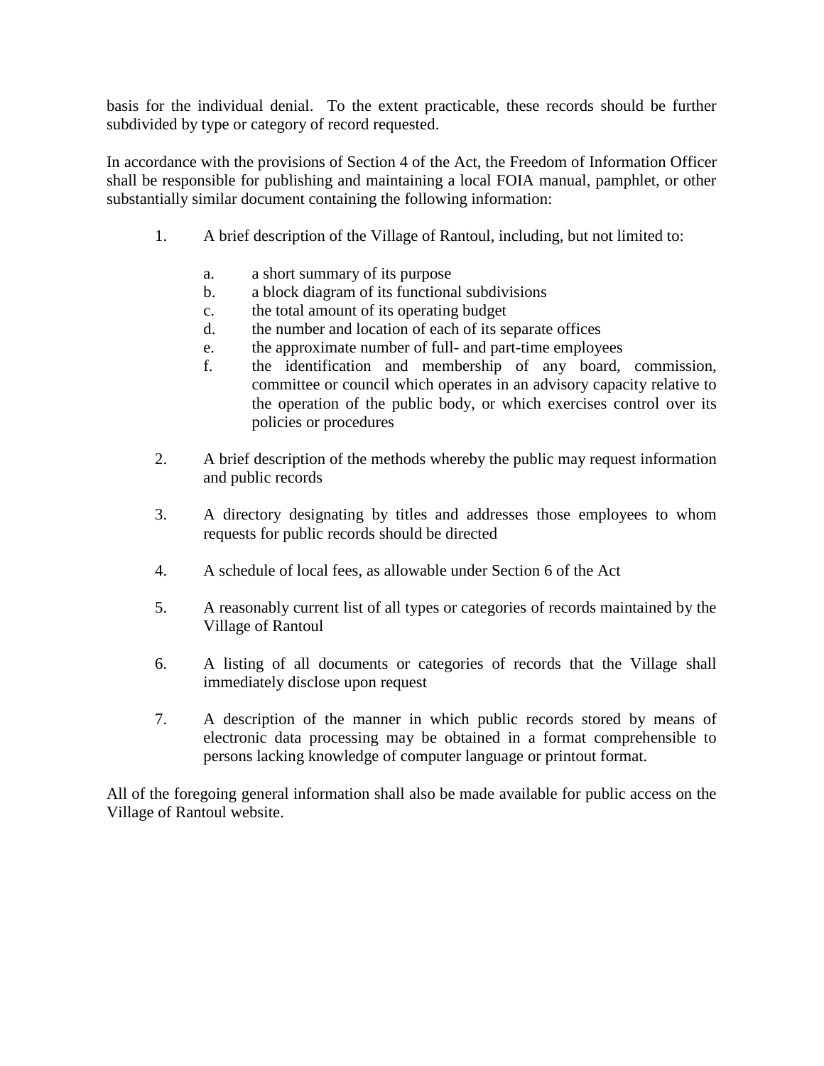basis for the individual denial. To the extent practicable, these records should be further subdivided by type or category of record requested.

In accordance with the provisions of Section 4 of the Act, the Freedom of Information Officer shall be responsible for publishing and maintaining a local FOIA manual, pamphlet, or other substantially similar document containing the following information:

1. A brief description of the Village of Rantoul, including, but not limited to:

   a. a short summary of its purpose
   b. a block diagram of its functional subdivisions
   c. the total amount of its operating budget
   d. the number and location of each of its separate offices
   e. the approximate number of full- and part-time employees
   f. the identification and membership of any board, commission, committee or council which operates in an advisory capacity relative to the operation of the public body, or which exercises control over its policies or procedures

2. A brief description of the methods whereby the public may request information and public records

3. A directory designating by titles and addresses those employees to whom requests for public records should be directed

4. A schedule of local fees, as allowable under Section 6 of the Act

5. A reasonably current list of all types or categories of records maintained by the Village of Rantoul

6. A listing of all documents or categories of records that the Village shall immediately disclose upon request

7. A description of the manner in which public records stored by means of electronic data processing may be obtained in a format comprehensible to persons lacking knowledge of computer language or printout format.

All of the foregoing general information shall also be made available for public access on the Village of Rantoul website.